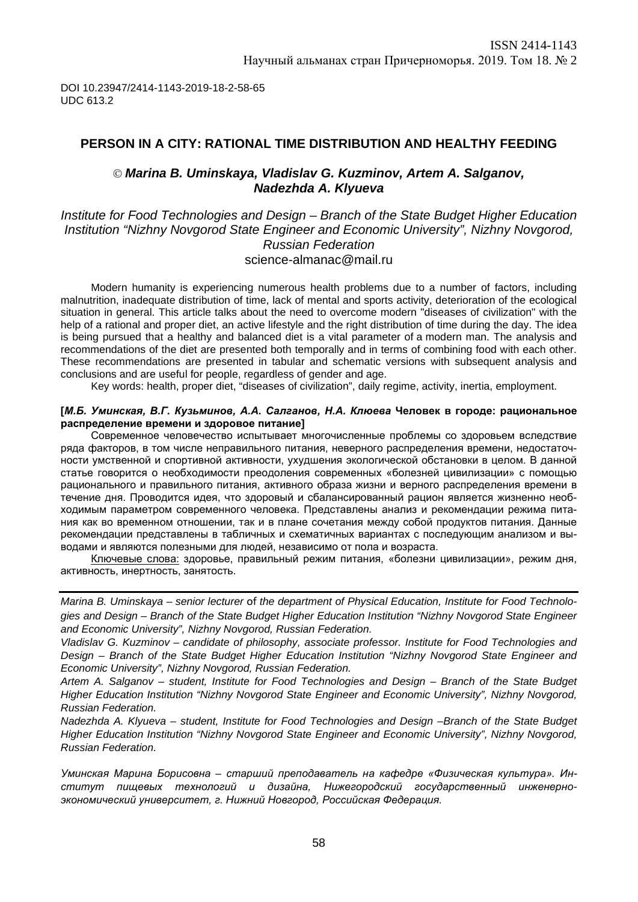DOI 10.23947/2414-1143-2019-18-2-58-65
UDC 613.2

# PERSON IN A CITY: RATIONAL TIME DISTRIBUTION AND HEALTHY FEEDING

© ***Marina B. Uminskaya, Vladislav G. Kuzminov, Artem A. Salganov, Nadezhda A. Klyueva***

*Institute for Food Technologies and Design – Branch of the State Budget Higher Education Institution “Nizhny Novgorod State Engineer and Economic University”, Nizhny Novgorod, Russian Federation*
science-almanac@mail.ru

Modern humanity is experiencing numerous health problems due to a number of factors, including malnutrition, inadequate distribution of time, lack of mental and sports activity, deterioration of the ecological situation in general. This article talks about the need to overcome modern "diseases of civilization" with the help of a rational and proper diet, an active lifestyle and the right distribution of time during the day. The idea is being pursued that a healthy and balanced diet is a vital parameter of a modern man. The analysis and recommendations of the diet are presented both temporally and in terms of combining food with each other. These recommendations are presented in tabular and schematic versions with subsequent analysis and conclusions and are useful for people, regardless of gender and age.

Key words: health, proper diet, “diseases of civilization”, daily regime, activity, inertia, employment.

**[*М.Б. Уминская, В.Г. Кузьминов, А.А. Салганов, Н.А. Клюева* Человек в городе: рациональное распределение времени и здоровое питание]**

Современное человечество испытывает многочисленные проблемы со здоровьем вследствие ряда факторов, в том числе неправильного питания, неверного распределения времени, недостаточности умственной и спортивной активности, ухудшения экологической обстановки в целом. В данной статье говорится о необходимости преодоления современных «болезней цивилизации» с помощью рационального и правильного питания, активного образа жизни и верного распределения времени в течение дня. Проводится идея, что здоровый и сбалансированный рацион является жизненно необходимым параметром современного человека. Представлены анализ и рекомендации режима питания как во временном отношении, так и в плане сочетания между собой продуктов питания. Данные рекомендации представлены в табличных и схематичных вариантах с последующим анализом и выводами и являются полезными для людей, независимо от пола и возраста.

Ключевые слова: здоровье, правильный режим питания, «болезни цивилизации», режим дня, активность, инертность, занятость.

---

*Marina B. Uminskaya – senior lecturer of the department of Physical Education, Institute for Food Technologies and Design – Branch of the State Budget Higher Education Institution “Nizhny Novgorod State Engineer and Economic University”, Nizhny Novgorod, Russian Federation.*

*Vladislav G. Kuzminov – candidate of philosophy, associate professor. Institute for Food Technologies and Design – Branch of the State Budget Higher Education Institution “Nizhny Novgorod State Engineer and Economic University”, Nizhny Novgorod, Russian Federation.*

*Artem A. Salganov – student, Institute for Food Technologies and Design – Branch of the State Budget Higher Education Institution “Nizhny Novgorod State Engineer and Economic University”, Nizhny Novgorod, Russian Federation.*

*Nadezhda A. Klyueva – student, Institute for Food Technologies and Design –Branch of the State Budget Higher Education Institution “Nizhny Novgorod State Engineer and Economic University”, Nizhny Novgorod, Russian Federation.*

*Уминская Марина Борисовна – старший преподаватель на кафедре «Физическая культура». Институт пищевых технологий и дизайна, Нижегородский государственный инженерно-экономический университет, г. Нижний Новгород, Российская Федерация.*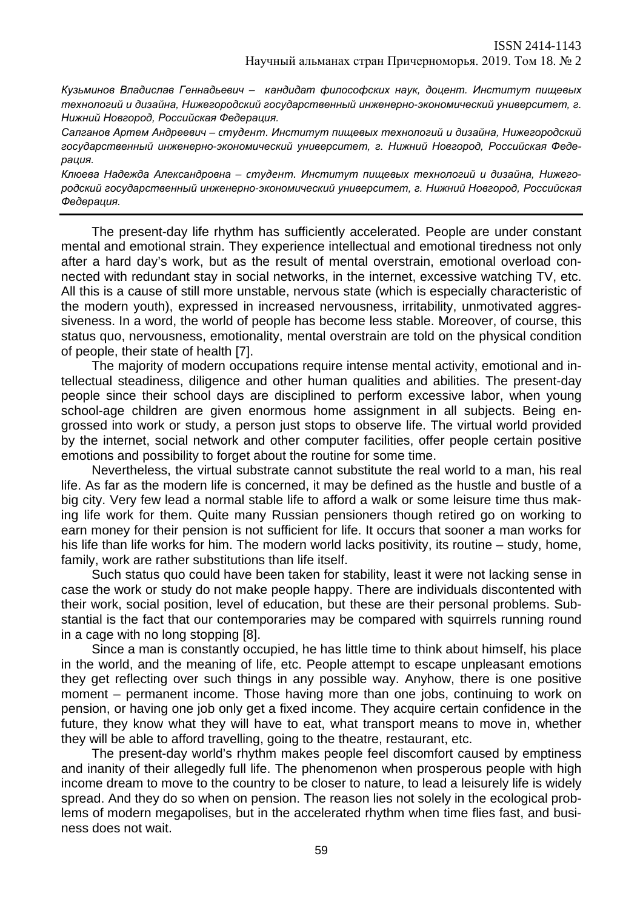*Кузьминов Владислав Геннадьевич – кандидат философских наук, доцент. Институт пищевых технологий и дизайна, Нижегородский государственный инженерно-экономический университет, г. Нижний Новгород, Российская Федерация.*

*Салганов Артем Андреевич – студент. Институт пищевых технологий и дизайна, Нижегородский государственный инженерно-экономический университет, г. Нижний Новгород, Российская Федерация.*

*Клюева Надежда Александровна – студент. Институт пищевых технологий и дизайна, Нижегородский государственный инженерно-экономический университет, г. Нижний Новгород, Российская Федерация.*

---

The present-day life rhythm has sufficiently accelerated. People are under constant mental and emotional strain. They experience intellectual and emotional tiredness not only after a hard day's work, but as the result of mental overstrain, emotional overload connected with redundant stay in social networks, in the internet, excessive watching TV, etc. All this is a cause of still more unstable, nervous state (which is especially characteristic of the modern youth), expressed in increased nervousness, irritability, unmotivated aggressiveness. In a word, the world of people has become less stable. Moreover, of course, this status quo, nervousness, emotionality, mental overstrain are told on the physical condition of people, their state of health [7].

The majority of modern occupations require intense mental activity, emotional and intellectual steadiness, diligence and other human qualities and abilities. The present-day people since their school days are disciplined to perform excessive labor, when young school-age children are given enormous home assignment in all subjects. Being engrossed into work or study, a person just stops to observe life. The virtual world provided by the internet, social network and other computer facilities, offer people certain positive emotions and possibility to forget about the routine for some time.

Nevertheless, the virtual substrate cannot substitute the real world to a man, his real life. As far as the modern life is concerned, it may be defined as the hustle and bustle of a big city. Very few lead a normal stable life to afford a walk or some leisure time thus making life work for them. Quite many Russian pensioners though retired go on working to earn money for their pension is not sufficient for life. It occurs that sooner a man works for his life than life works for him. The modern world lacks positivity, its routine – study, home, family, work are rather substitutions than life itself.

Such status quo could have been taken for stability, least it were not lacking sense in case the work or study do not make people happy. There are individuals discontented with their work, social position, level of education, but these are their personal problems. Substantial is the fact that our contemporaries may be compared with squirrels running round in a cage with no long stopping [8].

Since a man is constantly occupied, he has little time to think about himself, his place in the world, and the meaning of life, etc. People attempt to escape unpleasant emotions they get reflecting over such things in any possible way. Anyhow, there is one positive moment – permanent income. Those having more than one jobs, continuing to work on pension, or having one job only get a fixed income. They acquire certain confidence in the future, they know what they will have to eat, what transport means to move in, whether they will be able to afford travelling, going to the theatre, restaurant, etc.

The present-day world's rhythm makes people feel discomfort caused by emptiness and inanity of their allegedly full life. The phenomenon when prosperous people with high income dream to move to the country to be closer to nature, to lead a leisurely life is widely spread. And they do so when on pension. The reason lies not solely in the ecological problems of modern megapolises, but in the accelerated rhythm when time flies fast, and business does not wait.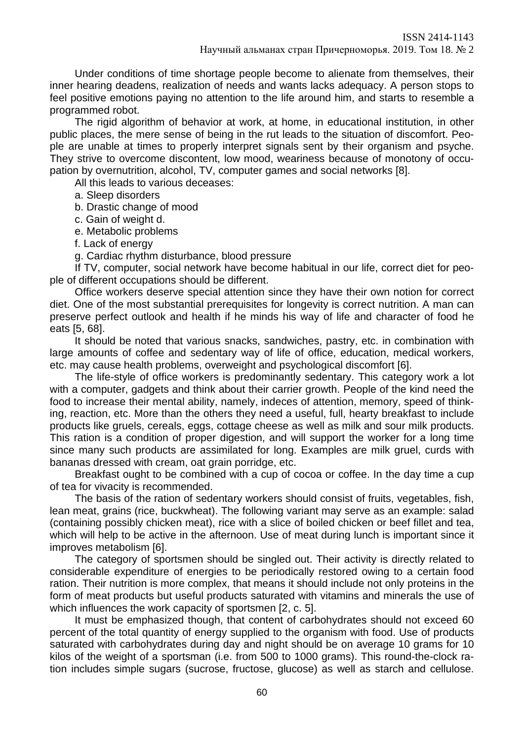Under conditions of time shortage people become to alienate from themselves, their inner hearing deadens, realization of needs and wants lacks adequacy. A person stops to feel positive emotions paying no attention to the life around him, and starts to resemble a programmed robot.

The rigid algorithm of behavior at work, at home, in educational institution, in other public places, the mere sense of being in the rut leads to the situation of discomfort. People are unable at times to properly interpret signals sent by their organism and psyche. They strive to overcome discontent, low mood, weariness because of monotony of occupation by overnutrition, alcohol, TV, computer games and social networks [8].

All this leads to various deceases:

a. Sleep disorders

b. Drastic change of mood

c. Gain of weight d.

e. Metabolic problems

f. Lack of energy

g. Cardiac rhythm disturbance, blood pressure

If TV, computer, social network have become habitual in our life, correct diet for people of different occupations should be different.

Office workers deserve special attention since they have their own notion for correct diet. One of the most substantial prerequisites for longevity is correct nutrition. A man can preserve perfect outlook and health if he minds his way of life and character of food he eats [5, 68].

It should be noted that various snacks, sandwiches, pastry, etc. in combination with large amounts of coffee and sedentary way of life of office, education, medical workers, etc. may cause health problems, overweight and psychological discomfort [6].

The life-style of office workers is predominantly sedentary. This category work a lot with a computer, gadgets and think about their carrier growth. People of the kind need the food to increase their mental ability, namely, indeces of attention, memory, speed of thinking, reaction, etc. More than the others they need a useful, full, hearty breakfast to include products like gruels, cereals, eggs, cottage cheese as well as milk and sour milk products. This ration is a condition of proper digestion, and will support the worker for a long time since many such products are assimilated for long. Examples are milk gruel, curds with bananas dressed with cream, oat grain porridge, etc.

Breakfast ought to be combined with a cup of cocoa or coffee. In the day time a cup of tea for vivacity is recommended.

The basis of the ration of sedentary workers should consist of fruits, vegetables, fish, lean meat, grains (rice, buckwheat). The following variant may serve as an example: salad (containing possibly chicken meat), rice with a slice of boiled chicken or beef fillet and tea, which will help to be active in the afternoon. Use of meat during lunch is important since it improves metabolism [6].

The category of sportsmen should be singled out. Their activity is directly related to considerable expenditure of energies to be periodically restored owing to a certain food ration. Their nutrition is more complex, that means it should include not only proteins in the form of meat products but useful products saturated with vitamins and minerals the use of which influences the work capacity of sportsmen [2, c. 5].

It must be emphasized though, that content of carbohydrates should not exceed 60 percent of the total quantity of energy supplied to the organism with food. Use of products saturated with carbohydrates during day and night should be on average 10 grams for 10 kilos of the weight of a sportsman (i.e. from 500 to 1000 grams). This round-the-clock ration includes simple sugars (sucrose, fructose, glucose) as well as starch and cellulose.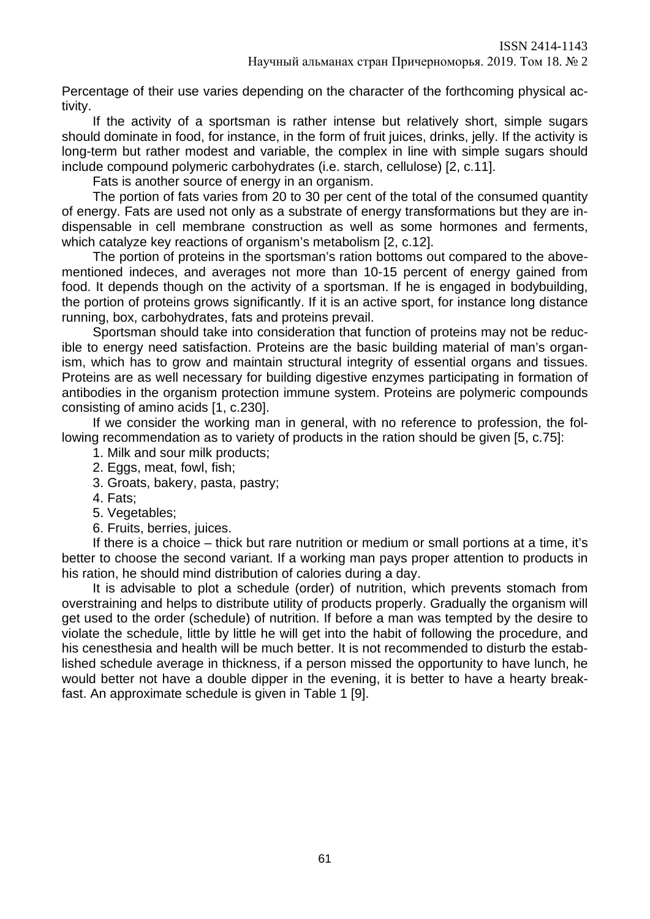Percentage of their use varies depending on the character of the forthcoming physical activity.

If the activity of a sportsman is rather intense but relatively short, simple sugars should dominate in food, for instance, in the form of fruit juices, drinks, jelly. If the activity is long-term but rather modest and variable, the complex in line with simple sugars should include compound polymeric carbohydrates (i.e. starch, cellulose) [2, c.11].

Fats is another source of energy in an organism.

The portion of fats varies from 20 to 30 per cent of the total of the consumed quantity of energy. Fats are used not only as a substrate of energy transformations but they are indispensable in cell membrane construction as well as some hormones and ferments, which catalyze key reactions of organism's metabolism [2, c.12].

The portion of proteins in the sportsman's ration bottoms out compared to the above-mentioned indeces, and averages not more than 10-15 percent of energy gained from food. It depends though on the activity of a sportsman. If he is engaged in bodybuilding, the portion of proteins grows significantly. If it is an active sport, for instance long distance running, box, carbohydrates, fats and proteins prevail.

Sportsman should take into consideration that function of proteins may not be reducible to energy need satisfaction. Proteins are the basic building material of man's organism, which has to grow and maintain structural integrity of essential organs and tissues. Proteins are as well necessary for building digestive enzymes participating in formation of antibodies in the organism protection immune system. Proteins are polymeric compounds consisting of amino acids [1, c.230].

If we consider the working man in general, with no reference to profession, the following recommendation as to variety of products in the ration should be given [5, c.75]:

1. Milk and sour milk products;
2. Eggs, meat, fowl, fish;
3. Groats, bakery, pasta, pastry;
4. Fats;
5. Vegetables;
6. Fruits, berries, juices.

If there is a choice – thick but rare nutrition or medium or small portions at a time, it's better to choose the second variant. If a working man pays proper attention to products in his ration, he should mind distribution of calories during a day.

It is advisable to plot a schedule (order) of nutrition, which prevents stomach from overstraining and helps to distribute utility of products properly. Gradually the organism will get used to the order (schedule) of nutrition. If before a man was tempted by the desire to violate the schedule, little by little he will get into the habit of following the procedure, and his cenesthesia and health will be much better. It is not recommended to disturb the established schedule average in thickness, if a person missed the opportunity to have lunch, he would better not have a double dipper in the evening, it is better to have a hearty breakfast. An approximate schedule is given in Table 1 [9].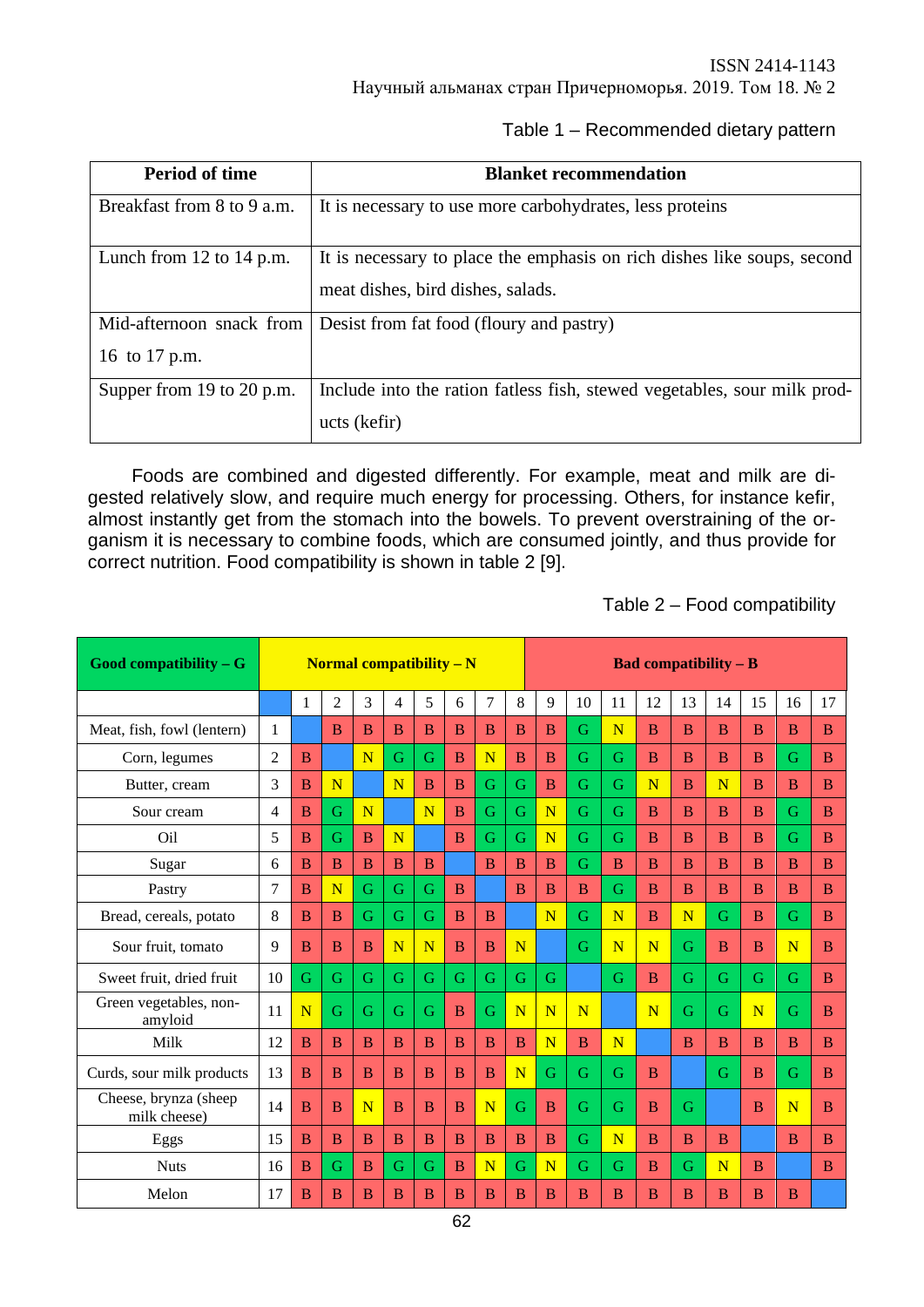Table 1 – Recommended dietary pattern

| Period of time | Blanket recommendation |
|---|---|
| Breakfast from 8 to 9 a.m. | It is necessary to use more carbohydrates, less proteins |
| Lunch from 12 to 14 p.m. | It is necessary to place the emphasis on rich dishes like soups, second meat dishes, bird dishes, salads. |
| Mid-afternoon snack from 16 to 17 p.m. | Desist from fat food (floury and pastry) |
| Supper from 19 to 20 p.m. | Include into the ration fatless fish, stewed vegetables, sour milk products (kefir) |

Foods are combined and digested differently. For example, meat and milk are digested relatively slow, and require much energy for processing. Others, for instance kefir, almost instantly get from the stomach into the bowels. To prevent overstraining of the organism it is necessary to combine foods, which are consumed jointly, and thus provide for correct nutrition. Food compatibility is shown in table 2 [9].

Table 2 – Food compatibility

| Good compatibility – G | | Normal compatibility – N | | | | | | | | Bad compatibility – B | | | | | | | | |
|---|---|---|---|---|---|---|---|---|---|---|---|---|---|---|---|---|---|---|
| | | 1 | 2 | 3 | 4 | 5 | 6 | 7 | 8 | 9 | 10 | 11 | 12 | 13 | 14 | 15 | 16 | 17 |
| Meat, fish, fowl (lentern) | 1 | | B | B | B | B | B | B | B | B | G | N | B | B | B | B | B | B |
| Corn, legumes | 2 | B | | N | G | G | B | N | B | B | G | G | B | B | B | B | G | B |
| Butter, cream | 3 | B | N | | N | B | B | G | G | B | G | G | N | B | N | B | B | B |
| Sour cream | 4 | B | G | N | | N | B | G | G | N | G | G | B | B | B | B | G | B |
| Oil | 5 | B | G | B | N | | B | G | G | N | G | G | B | B | B | B | G | B |
| Sugar | 6 | B | B | B | B | B | | B | B | B | G | B | B | B | B | B | B | B |
| Pastry | 7 | B | N | G | G | G | B | | B | B | B | G | B | B | B | B | B | B |
| Bread, cereals, potato | 8 | B | B | G | G | G | B | B | | N | G | N | B | N | G | B | G | B |
| Sour fruit, tomato | 9 | B | B | B | N | N | B | B | N | | G | N | N | G | B | B | N | B |
| Sweet fruit, dried fruit | 10 | G | G | G | G | G | G | G | G | G | | G | B | G | G | G | G | B |
| Green vegetables, non-amyloid | 11 | N | G | G | G | G | B | G | N | N | N | | N | G | G | N | G | B |
| Milk | 12 | B | B | B | B | B | B | B | B | N | B | N | | B | B | B | B | B |
| Curds, sour milk products | 13 | B | B | B | B | B | B | B | N | G | G | G | B | | G | B | G | B |
| Cheese, brynza (sheep milk cheese) | 14 | B | B | N | B | B | B | N | G | B | G | G | B | G | | B | N | B |
| Eggs | 15 | B | B | B | B | B | B | B | B | B | G | N | B | B | B | | B | B |
| Nuts | 16 | B | G | B | G | G | B | N | G | N | G | G | B | G | N | B | | B |
| Melon | 17 | B | B | B | B | B | B | B | B | B | B | B | B | B | B | B | B | |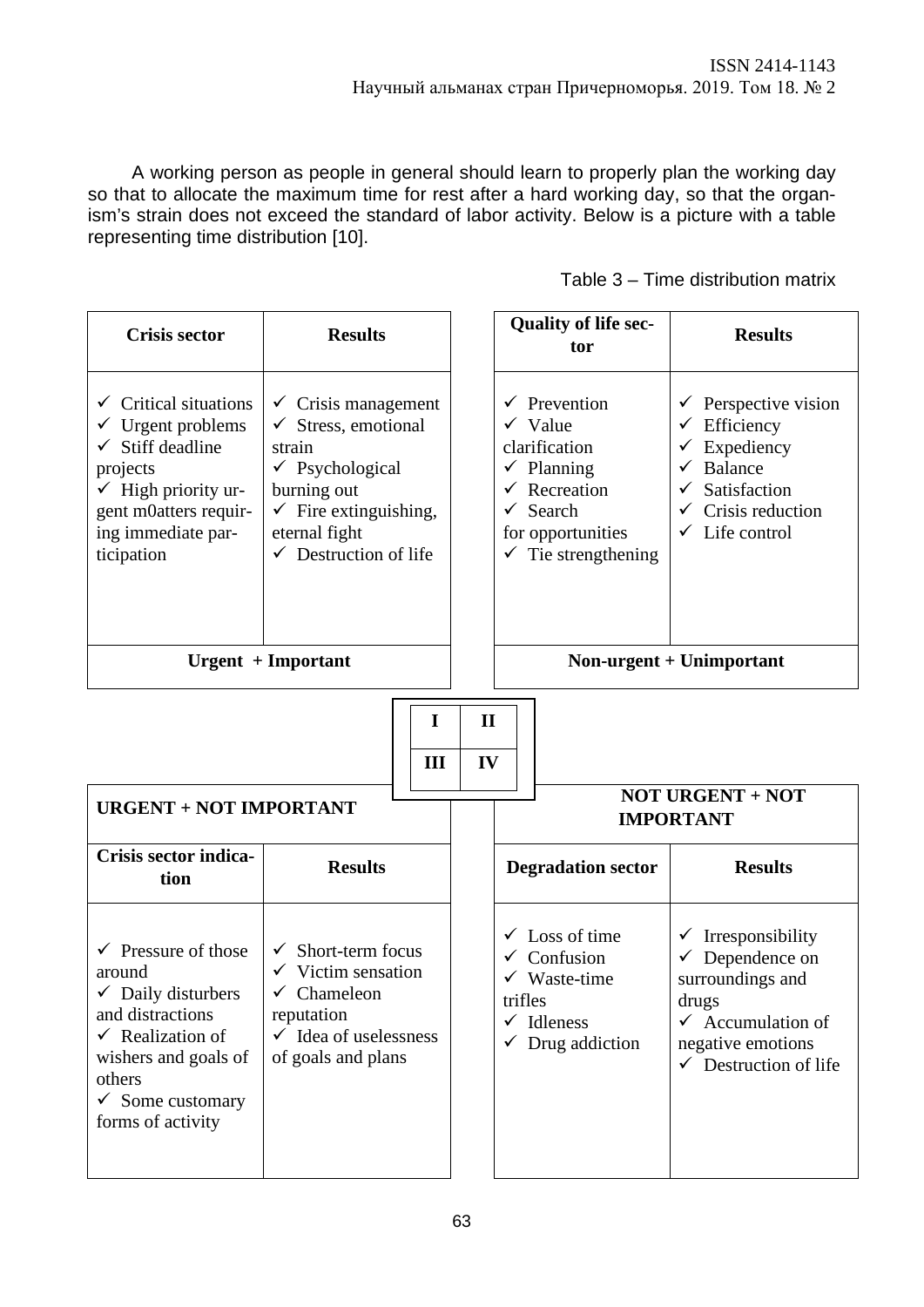A working person as people in general should learn to properly plan the working day so that to allocate the maximum time for rest after a hard working day, so that the organism's strain does not exceed the standard of labor activity. Below is a picture with a table representing time distribution [10].

Table 3 – Time distribution matrix

| Crisis sector | Results | Quality of life sector | Results |
|---|---|---|---|
| ✓ Critical situations<br>✓ Urgent problems<br>✓ Stiff deadline projects<br>✓ High priority urgent m0atters requiring immediate participation | ✓ Crisis management<br>✓ Stress, emotional strain<br>✓ Psychological burning out<br>✓ Fire extinguishing, eternal fight<br>✓ Destruction of life | ✓ Prevention<br>✓ Value clarification<br>✓ Planning<br>✓ Recreation<br>✓ Search for opportunities<br>✓ Tie strengthening | ✓ Perspective vision<br>✓ Efficiency<br>✓ Expediency<br>✓ Balance<br>✓ Satisfaction<br>✓ Crisis reduction<br>✓ Life control |
| **Urgent + Important** | | **Non-urgent + Unimportant** | |

| I | II |
|---|---|
| III | IV |

| URGENT + NOT IMPORTANT | | NOT URGENT + NOT IMPORTANT | |
|---|---|---|---|
| **Crisis sector indication** | **Results** | **Degradation sector** | **Results** |
| ✓ Pressure of those around<br>✓ Daily disturbers and distractions<br>✓ Realization of wishers and goals of others<br>✓ Some customary forms of activity | ✓ Short-term focus<br>✓ Victim sensation<br>✓ Chameleon reputation<br>✓ Idea of uselessness of goals and plans | ✓ Loss of time<br>✓ Confusion<br>✓ Waste-time trifles<br>✓ Idleness<br>✓ Drug addiction | ✓ Irresponsibility<br>✓ Dependence on surroundings and drugs<br>✓ Accumulation of negative emotions<br>✓ Destruction of life |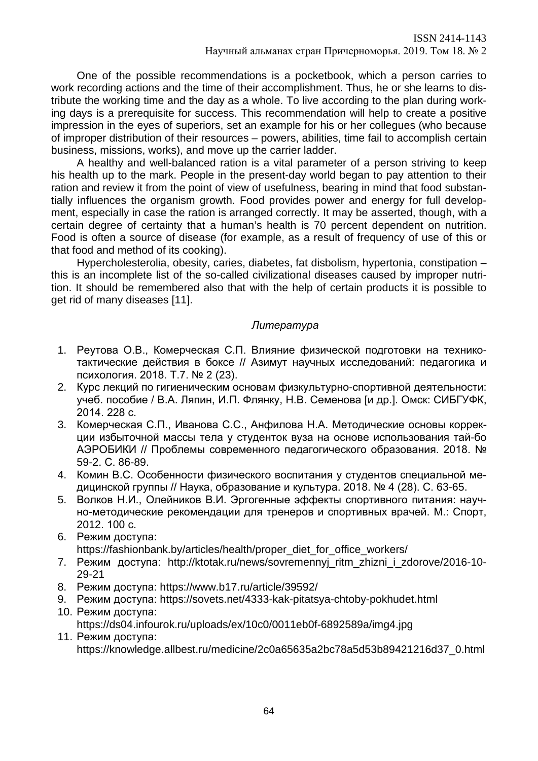One of the possible recommendations is a pocketbook, which a person carries to work recording actions and the time of their accomplishment. Thus, he or she learns to distribute the working time and the day as a whole. To live according to the plan during working days is a prerequisite for success. This recommendation will help to create a positive impression in the eyes of superiors, set an example for his or her collegues (who because of improper distribution of their resources – powers, abilities, time fail to accomplish certain business, missions, works), and move up the carrier ladder.

A healthy and well-balanced ration is a vital parameter of a person striving to keep his health up to the mark. People in the present-day world began to pay attention to their ration and review it from the point of view of usefulness, bearing in mind that food substantially influences the organism growth. Food provides power and energy for full development, especially in case the ration is arranged correctly. It may be asserted, though, with a certain degree of certainty that a human's health is 70 percent dependent on nutrition. Food is often a source of disease (for example, as a result of frequency of use of this or that food and method of its cooking).

Hypercholesterolia, obesity, caries, diabetes, fat disbolism, hypertonia, constipation – this is an incomplete list of the so-called civilizational diseases caused by improper nutrition. It should be remembered also that with the help of certain products it is possible to get rid of many diseases [11].

*Литература*

1. Реутова О.В., Комерческая С.П. Влияние физической подготовки на технико-тактические действия в боксе // Азимут научных исследований: педагогика и психология. 2018. Т.7. № 2 (23).
2. Курс лекций по гигиеническим основам физкультурно-спортивной деятельности: учеб. пособие / В.А. Ляпин, И.П. Флянку, Н.В. Семенова [и др.]. Омск: СИБГУФК, 2014. 228 с.
3. Комерческая С.П., Иванова С.С., Анфилова Н.А. Методические основы коррекции избыточной массы тела у студенток вуза на основе использования тай-бо АЭРОБИКИ // Проблемы современного педагогического образования. 2018. № 59-2. С. 86-89.
4. Комин В.С. Особенности физического воспитания у студентов специальной медицинской группы // Наука, образование и культура. 2018. № 4 (28). С. 63-65.
5. Волков Н.И., Олейников В.И. Эргогенные эффекты спортивного питания: научно-методические рекомендации для тренеров и спортивных врачей. М.: Спорт, 2012. 100 с.
6. Режим доступа: https://fashionbank.by/articles/health/proper_diet_for_office_workers/
7. Режим доступа: http://ktotak.ru/news/sovremennyj_ritm_zhizni_i_zdorove/2016-10-29-21
8. Режим доступа: https://www.b17.ru/article/39592/
9. Режим доступа: https://sovets.net/4333-kak-pitatsya-chtoby-pokhudet.html
10. Режим доступа: https://ds04.infourok.ru/uploads/ex/10c0/0011eb0f-6892589a/img4.jpg
11. Режим доступа: https://knowledge.allbest.ru/medicine/2c0a65635a2bc78a5d53b89421216d37_0.html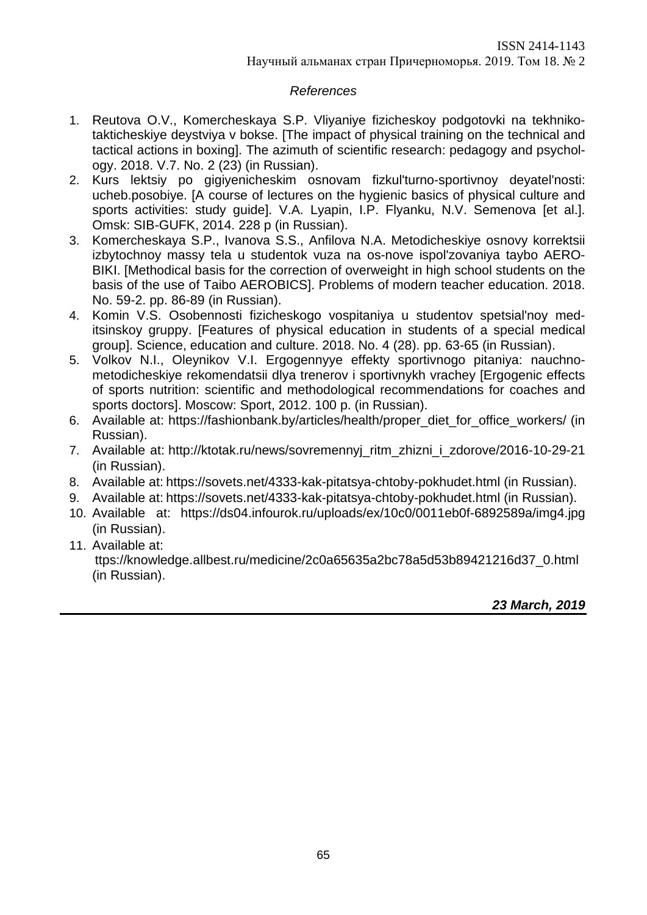*References*

1. Reutova O.V., Komercheskaya S.P. Vliyaniye fizicheskoy podgotovki na tekhniko-takticheskiye deystviya v bokse. [The impact of physical training on the technical and tactical actions in boxing]. The azimuth of scientific research: pedagogy and psychol-ogy. 2018. V.7. No. 2 (23) (in Russian).
2. Kurs lektsiy po gigiyenicheskim osnovam fizkul'turno-sportivnoy deyatel'nosti: ucheb.posobiye. [A course of lectures on the hygienic basics of physical culture and sports activities: study guide]. V.A. Lyapin, I.P. Flyanku, N.V. Semenova [et al.]. Omsk: SIB-GUFK, 2014. 228 p (in Russian).
3. Komercheskaya S.P., Ivanova S.S., Anfilova N.A. Metodicheskiye osnovy korrektsii izbytochnoy massy tela u studentok vuza na os-nove ispol'zovaniya taybo AERO-BIKI. [Methodical basis for the correction of overweight in high school students on the basis of the use of Taibo AEROBICS]. Problems of modern teacher education. 2018. No. 59-2. pp. 86-89 (in Russian).
4. Komin V.S. Osobennosti fizicheskogo vospitaniya u studentov spetsial'noy med-itsinskoy gruppy. [Features of physical education in students of a special medical group]. Science, education and culture. 2018. No. 4 (28). pp. 63-65 (in Russian).
5. Volkov N.I., Oleynikov V.I. Ergogennyye effekty sportivnogo pitaniya: nauchno-metodicheskiye rekomendatsii dlya trenerov i sportivnykh vrachey [Ergogenic effects of sports nutrition: scientific and methodological recommendations for coaches and sports doctors]. Moscow: Sport, 2012. 100 p. (in Russian).
6. Available at: https://fashionbank.by/articles/health/proper_diet_for_office_workers/ (in Russian).
7. Available at: http://ktotak.ru/news/sovremennyj_ritm_zhizni_i_zdorove/2016-10-29-21 (in Russian).
8. Available at: https://sovets.net/4333-kak-pitatsya-chtoby-pokhudet.html (in Russian).
9. Available at: https://sovets.net/4333-kak-pitatsya-chtoby-pokhudet.html (in Russian).
10. Available at: https://ds04.infourok.ru/uploads/ex/10c0/0011eb0f-6892589a/img4.jpg (in Russian).
11. Available at: ttps://knowledge.allbest.ru/medicine/2c0a65635a2bc78a5d53b89421216d37_0.html (in Russian).

***23 March, 2019***